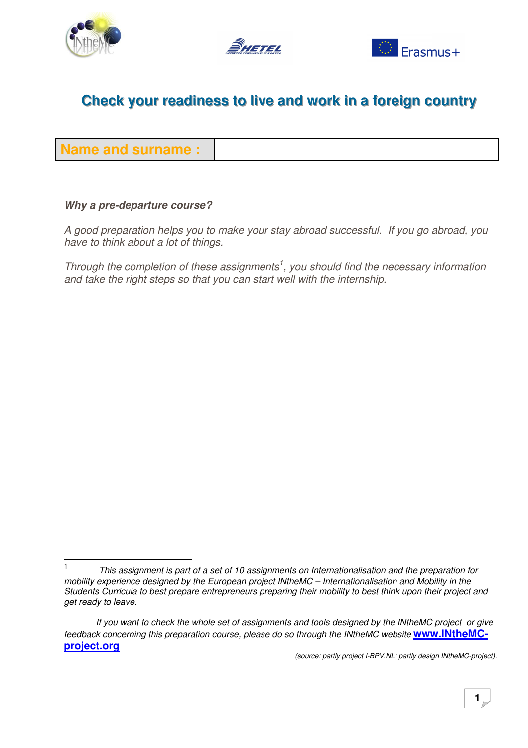# Check your readiness to live and work in a foreign country

| Name and surname : | |
|---|---|

***Why a pre-departure course?***

*A good preparation helps you to make your stay abroad successful. If you go abroad, you have to think about a lot of things.*

*Through the completion of these assignments[1], you should find the necessary information and take the right steps so that you can start well with the internship.*

---

[1] *This assignment is part of a set of 10 assignments on Internationalisation and the preparation for mobility experience designed by the European project INtheMC – Internationalisation and Mobility in the Students Curricula to best prepare entrepreneurs preparing their mobility to best think upon their project and get ready to leave.*

*If you want to check the whole set of assignments and tools designed by the INtheMC project or give feedback concerning this preparation course, please do so through the INtheMC website* **[www.INtheMC-project.org](www.INtheMC-project.org)**

*(source: partly project I-BPV.NL; partly design INtheMC-project).*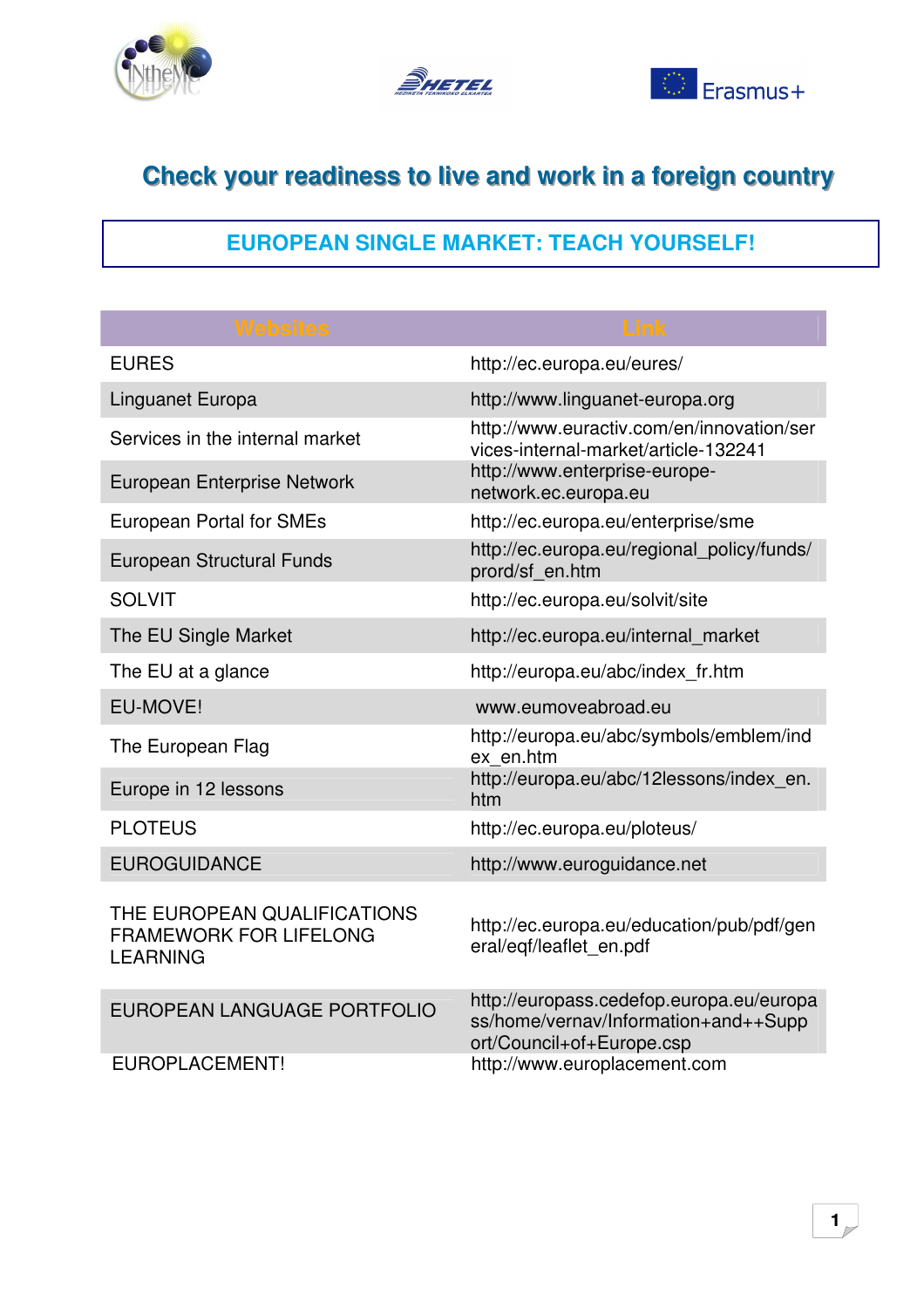# Check your readiness to live and work in a foreign country

## EUROPEAN SINGLE MARKET: TEACH YOURSELF!

| Websites | Link |
| --- | --- |
| EURES | http://ec.europa.eu/eures/ |
| Linguanet Europa | http://www.linguanet-europa.org |
| Services in the internal market | http://www.euractiv.com/en/innovation/services-internal-market/article-132241 |
| European Enterprise Network | http://www.enterprise-europe-network.ec.europa.eu |
| European Portal for SMEs | http://ec.europa.eu/enterprise/sme |
| European Structural Funds | http://ec.europa.eu/regional_policy/funds/prord/sf_en.htm |
| SOLVIT | http://ec.europa.eu/solvit/site |
| The EU Single Market | http://ec.europa.eu/internal_market |
| The EU at a glance | http://europa.eu/abc/index_fr.htm |
| EU-MOVE! | www.eumoveabroad.eu |
| The European Flag | http://europa.eu/abc/symbols/emblem/index_en.htm |
| Europe in 12 lessons | http://europa.eu/abc/12lessons/index_en.htm |
| PLOTEUS | http://ec.europa.eu/ploteus/ |
| EUROGUIDANCE | http://www.euroguidance.net |
| THE EUROPEAN QUALIFICATIONS FRAMEWORK FOR LIFELONG LEARNING | http://ec.europa.eu/education/pub/pdf/general/eqf/leaflet_en.pdf |
| EUROPEAN LANGUAGE PORTFOLIO | http://europass.cedefop.europa.eu/europass/home/vernav/Information+and++Support/Council+of+Europe.csp |
| EUROPLACEMENT! | http://www.europlacement.com |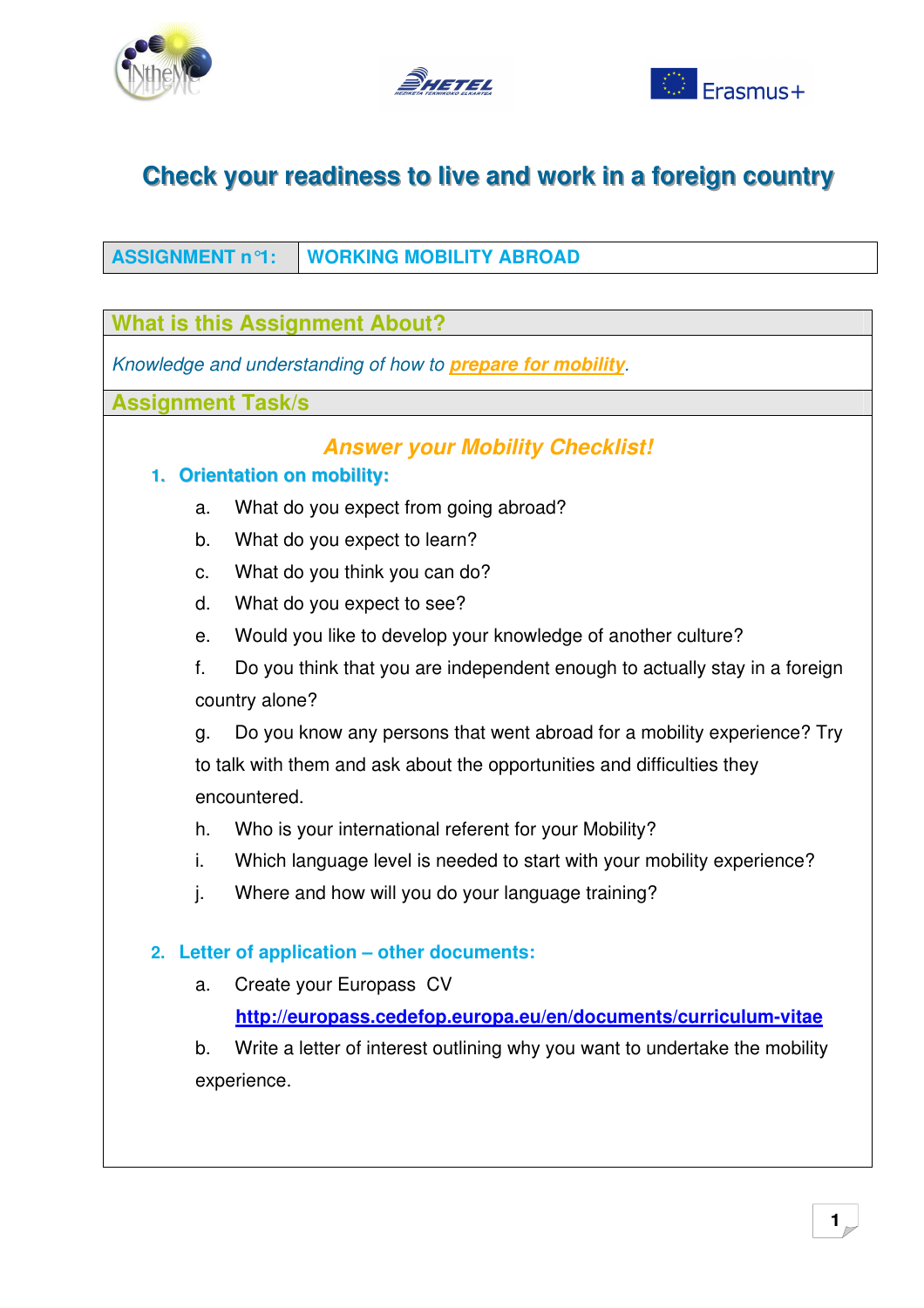# Check your readiness to live and work in a foreign country

| ASSIGNMENT n°1: | WORKING MOBILITY ABROAD |
|---|---|

## What is this Assignment About?

*Knowledge and understanding of how to* ***prepare for mobility****.*

## Assignment Task/s

### *Answer your Mobility Checklist!*

1. **Orientation on mobility:**
   - a. What do you expect from going abroad?
   - b. What do you expect to learn?
   - c. What do you think you can do?
   - d. What do you expect to see?
   - e. Would you like to develop your knowledge of another culture?
   - f. Do you think that you are independent enough to actually stay in a foreign country alone?
   - g. Do you know any persons that went abroad for a mobility experience? Try to talk with them and ask about the opportunities and difficulties they encountered.
   - h. Who is your international referent for your Mobility?
   - i. Which language level is needed to start with your mobility experience?
   - j. Where and how will you do your language training?

2. **Letter of application – other documents:**
   - a. Create your Europass CV
     **http://europass.cedefop.europa.eu/en/documents/curriculum-vitae**
   - b. Write a letter of interest outlining why you want to undertake the mobility experience.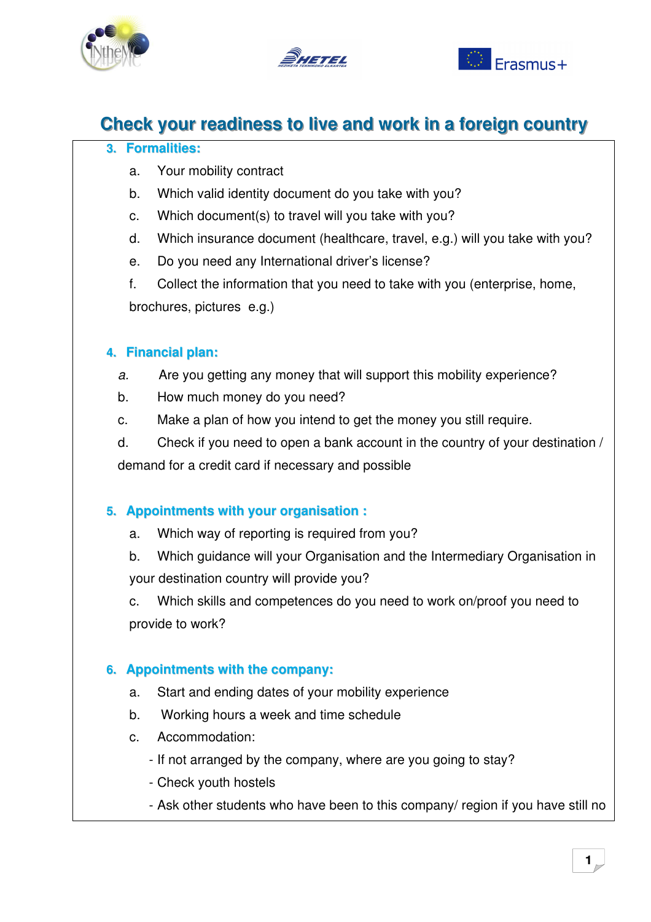# Check your readiness to live and work in a foreign country

## 3. Formalities:

a. Your mobility contract

b. Which valid identity document do you take with you?

c. Which document(s) to travel will you take with you?

d. Which insurance document (healthcare, travel, e.g.) will you take with you?

e. Do you need any International driver's license?

f. Collect the information that you need to take with you (enterprise, home, brochures, pictures e.g.)

## 4. Financial plan:

*a.* Are you getting any money that will support this mobility experience?

b. How much money do you need?

c. Make a plan of how you intend to get the money you still require.

d. Check if you need to open a bank account in the country of your destination / demand for a credit card if necessary and possible

## 5. Appointments with your organisation :

a. Which way of reporting is required from you?

b. Which guidance will your Organisation and the Intermediary Organisation in your destination country will provide you?

c. Which skills and competences do you need to work on/proof you need to provide to work?

## 6. Appointments with the company:

a. Start and ending dates of your mobility experience

b. Working hours a week and time schedule

c. Accommodation:

- If not arranged by the company, where are you going to stay?
- Check youth hostels
- Ask other students who have been to this company/ region if you have still no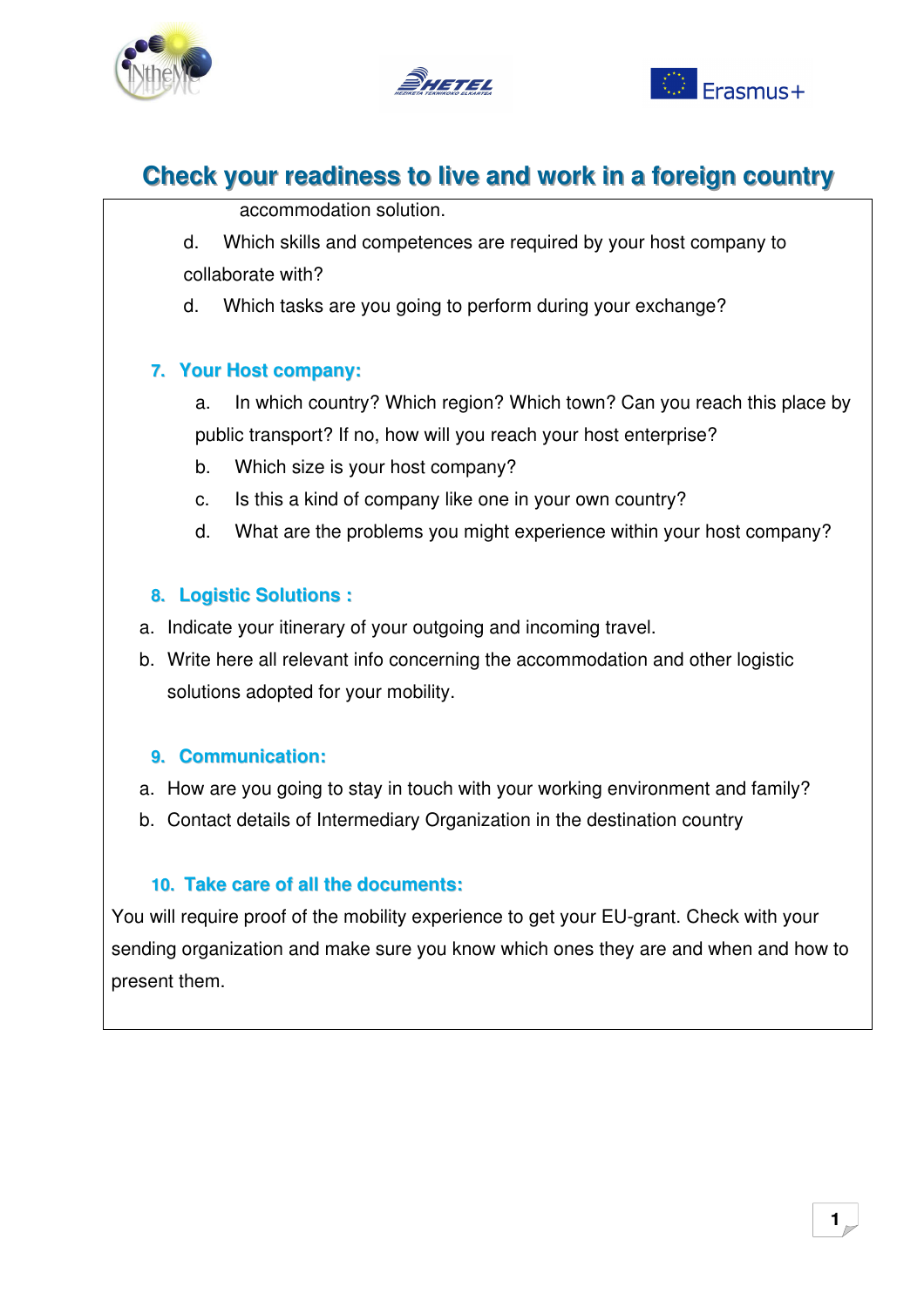# Check your readiness to live and work in a foreign country

accommodation solution.

d. Which skills and competences are required by your host company to collaborate with?

d. Which tasks are you going to perform during your exchange?

### 7. Your Host company:

a. In which country? Which region? Which town? Can you reach this place by public transport? If no, how will you reach your host enterprise?

b. Which size is your host company?

c. Is this a kind of company like one in your own country?

d. What are the problems you might experience within your host company?

### 8. Logistic Solutions :

a. Indicate your itinerary of your outgoing and incoming travel.

b. Write here all relevant info concerning the accommodation and other logistic solutions adopted for your mobility.

### 9. Communication:

a. How are you going to stay in touch with your working environment and family?

b. Contact details of Intermediary Organization in the destination country

### 10. Take care of all the documents:

You will require proof of the mobility experience to get your EU-grant. Check with your sending organization and make sure you know which ones they are and when and how to present them.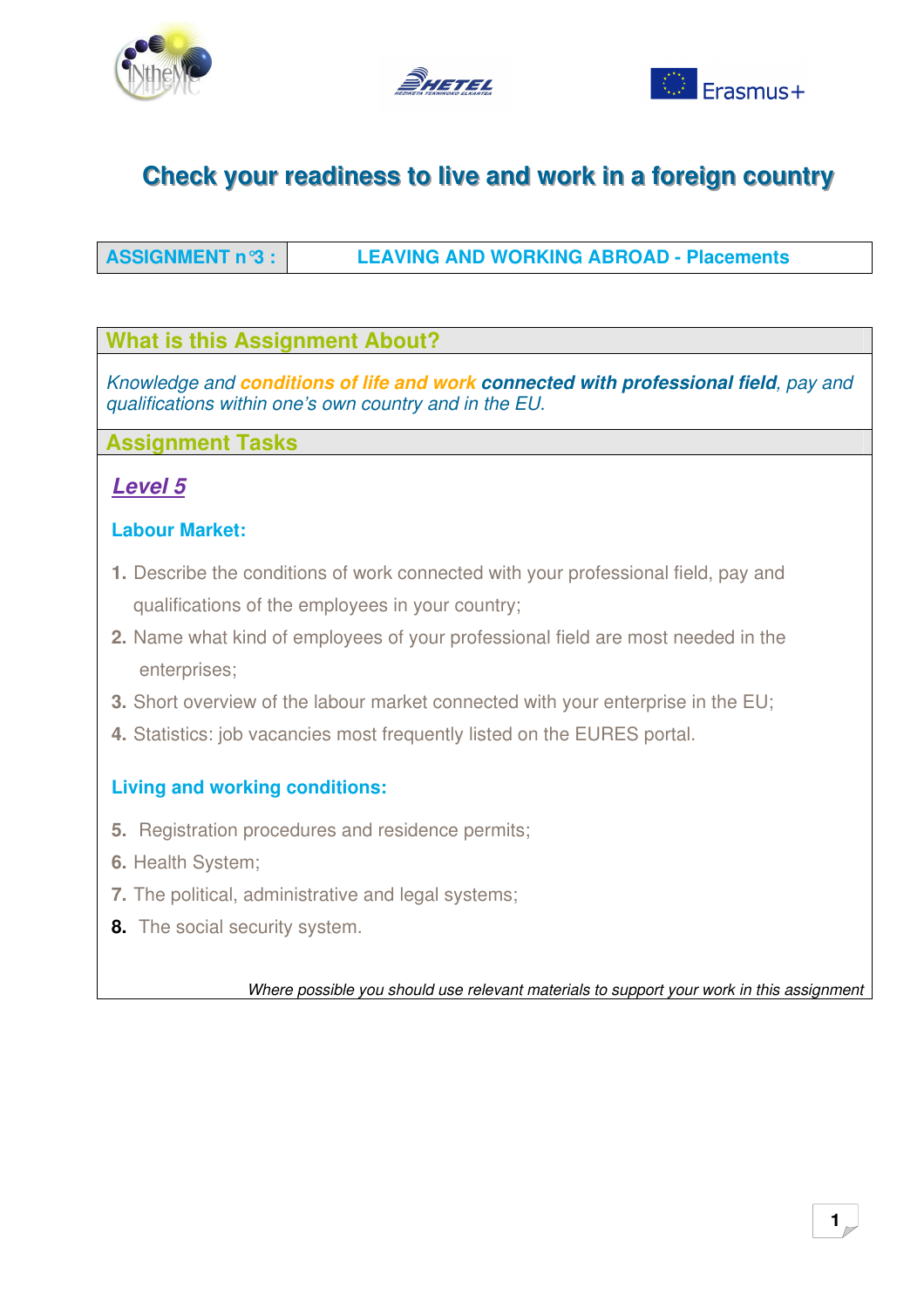# Check your readiness to live and work in a foreign country

| ASSIGNMENT n°3 : | LEAVING AND WORKING ABROAD - Placements |
|---|---|

## What is this Assignment About?

*Knowledge and **conditions of life and work connected with professional field**, pay and qualifications within one's own country and in the EU.*

## Assignment Tasks

### *Level 5*

**Labour Market:**

1. Describe the conditions of work connected with your professional field, pay and qualifications of the employees in your country;
2. Name what kind of employees of your professional field are most needed in the enterprises;
3. Short overview of the labour market connected with your enterprise in the EU;
4. Statistics: job vacancies most frequently listed on the EURES portal.

**Living and working conditions:**

5. Registration procedures and residence permits;
6. Health System;
7. The political, administrative and legal systems;
8. The social security system.

*Where possible you should use relevant materials to support your work in this assignment*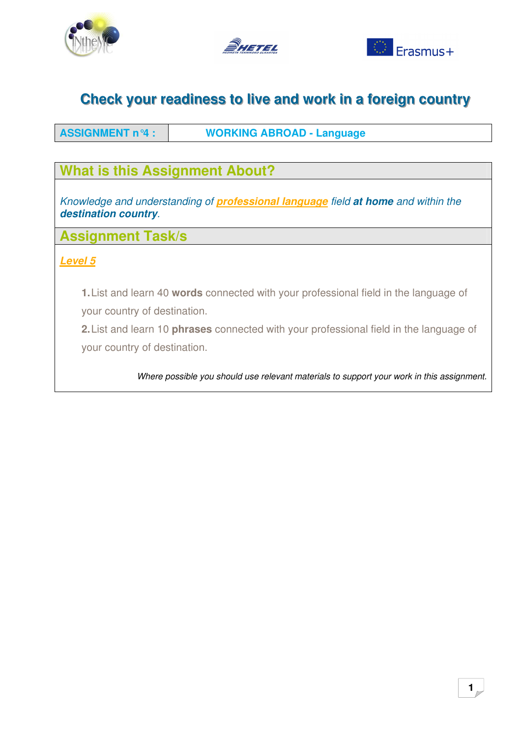# Check your readiness to live and work in a foreign country

| | |
|---|---|
| **ASSIGNMENT n°4 :** | **WORKING ABROAD - Language** |

## What is this Assignment About?

*Knowledge and understanding of **professional language** field **at home** and within the **destination country**.*

## Assignment Task/s

***Level 5***

1. List and learn 40 **words** connected with your professional field in the language of your country of destination.
2. List and learn 10 **phrases** connected with your professional field in the language of your country of destination.

*Where possible you should use relevant materials to support your work in this assignment.*